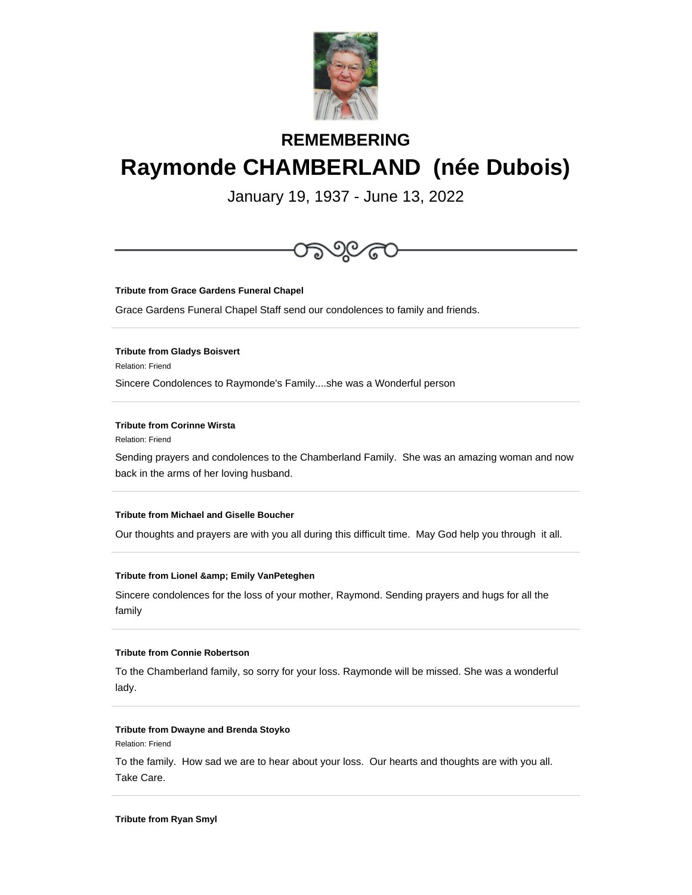## REMEMBERING

# Raymonde CHAMBERLAND (née Dubois)

January 19, 1937 - June 13, 2022

---

**Tribute from Grace Gardens Funeral Chapel**

Grace Gardens Funeral Chapel Staff send our condolences to family and friends.

---

**Tribute from Gladys Boisvert**

Relation: Friend

Sincere Condolences to Raymonde's Family....she was a Wonderful person

---

**Tribute from Corinne Wirsta**

Relation: Friend

Sending prayers and condolences to the Chamberland Family. She was an amazing woman and now back in the arms of her loving husband.

---

**Tribute from Michael and Giselle Boucher**

Our thoughts and prayers are with you all during this difficult time. May God help you through it all.

---

**Tribute from Lionel &amp; Emily VanPeteghen**

Sincere condolences for the loss of your mother, Raymond. Sending prayers and hugs for all the family

---

**Tribute from Connie Robertson**

To the Chamberland family, so sorry for your loss. Raymonde will be missed. She was a wonderful lady.

---

**Tribute from Dwayne and Brenda Stoyko**

Relation: Friend

To the family. How sad we are to hear about your loss. Our hearts and thoughts are with you all. Take Care.

---

**Tribute from Ryan Smyl**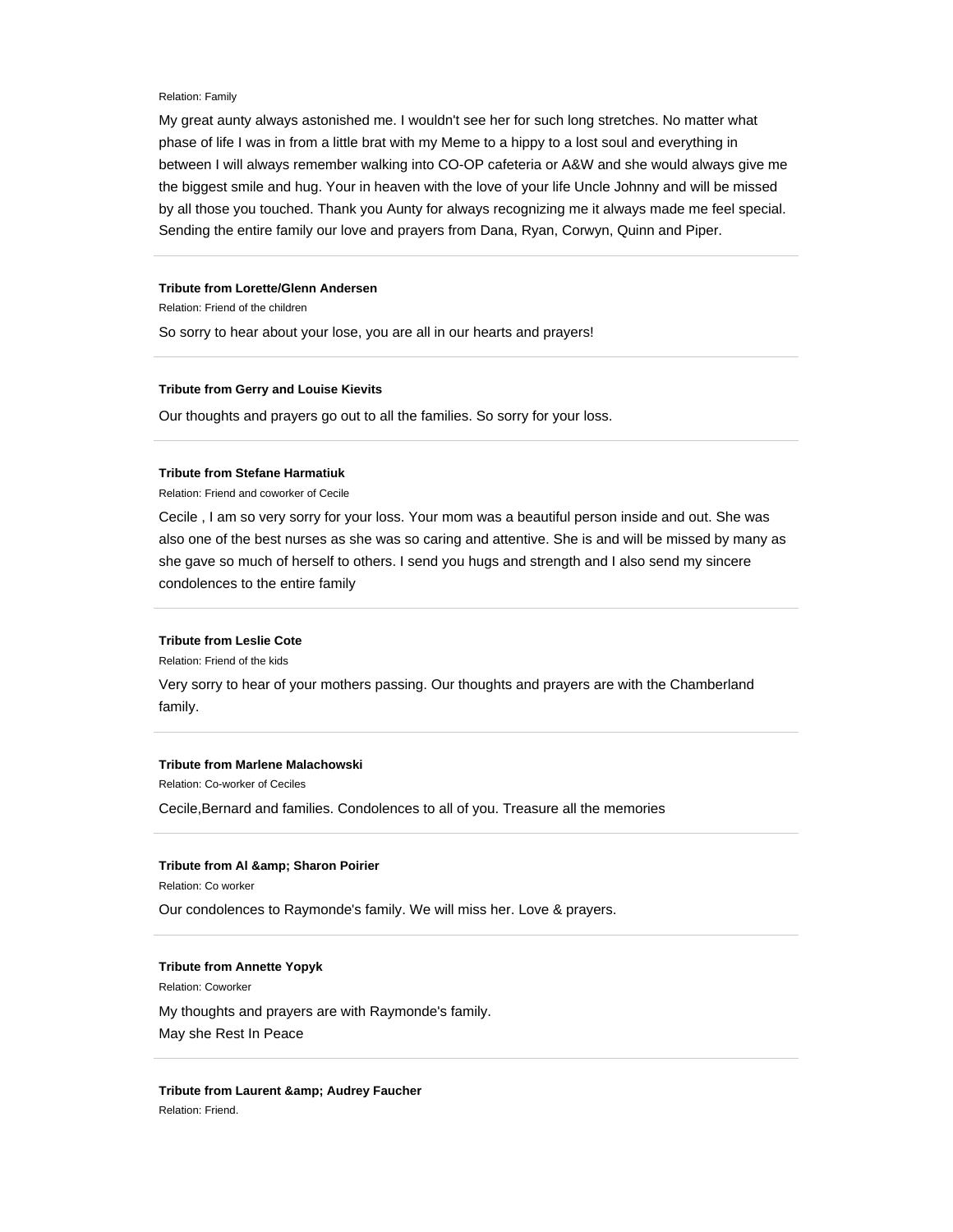Relation: Family

My great aunty always astonished me. I wouldn't see her for such long stretches. No matter what phase of life I was in from a little brat with my Meme to a hippy to a lost soul and everything in between I will always remember walking into CO-OP cafeteria or A&W and she would always give me the biggest smile and hug. Your in heaven with the love of your life Uncle Johnny and will be missed by all those you touched. Thank you Aunty for always recognizing me it always made me feel special. Sending the entire family our love and prayers from Dana, Ryan, Corwyn, Quinn and Piper.

---

**Tribute from Lorette/Glenn Andersen**

Relation: Friend of the children

So sorry to hear about your lose, you are all in our hearts and prayers!

---

**Tribute from Gerry and Louise Kievits**

Our thoughts and prayers go out to all the families. So sorry for your loss.

---

**Tribute from Stefane Harmatiuk**

Relation: Friend and coworker of Cecile

Cecile , I am so very sorry for your loss. Your mom was a beautiful person inside and out. She was also one of the best nurses as she was so caring and attentive. She is and will be missed by many as she gave so much of herself to others. I send you hugs and strength and I also send my sincere condolences to the entire family

---

**Tribute from Leslie Cote**

Relation: Friend of the kids

Very sorry to hear of your mothers passing. Our thoughts and prayers are with the Chamberland family.

---

**Tribute from Marlene Malachowski**

Relation: Co-worker of Ceciles

Cecile,Bernard and families. Condolences to all of you. Treasure all the memories

---

**Tribute from Al &amp; Sharon Poirier**

Relation: Co worker

Our condolences to Raymonde's family. We will miss her. Love & prayers.

---

**Tribute from Annette Yopyk**

Relation: Coworker

My thoughts and prayers are with Raymonde's family.
May she Rest In Peace

---

**Tribute from Laurent &amp; Audrey Faucher**

Relation: Friend.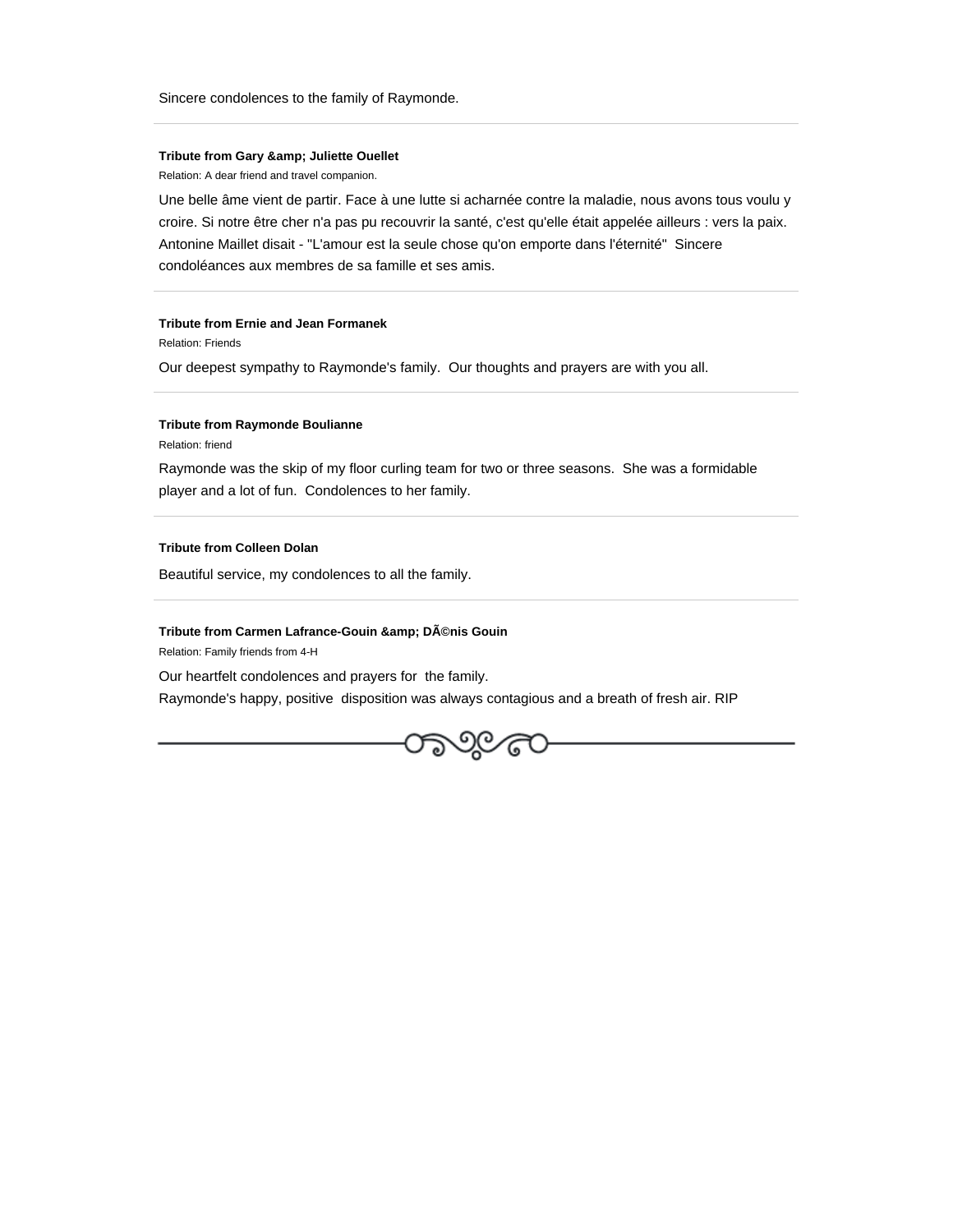Sincere condolences to the family of Raymonde.

---

**Tribute from Gary &amp; Juliette Ouellet**

Relation: A dear friend and travel companion.

Une belle âme vient de partir. Face à une lutte si acharnée contre la maladie, nous avons tous voulu y croire. Si notre être cher n'a pas pu recouvrir la santé, c'est qu'elle était appelée ailleurs : vers la paix. Antonine Maillet disait - "L'amour est la seule chose qu'on emporte dans l'éternité"  Sincere condoléances aux membres de sa famille et ses amis.

---

**Tribute from Ernie and Jean Formanek**

Relation: Friends

Our deepest sympathy to Raymonde's family.  Our thoughts and prayers are with you all.

---

**Tribute from Raymonde Boulianne**

Relation: friend

Raymonde was the skip of my floor curling team for two or three seasons.  She was a formidable player and a lot of fun.  Condolences to her family.

---

**Tribute from Colleen Dolan**

Beautiful service, my condolences to all the family.

---

**Tribute from Carmen Lafrance-Gouin &amp; DÃ©nis Gouin**

Relation: Family friends from 4-H

Our heartfelt condolences and prayers for  the family.

Raymonde's happy, positive  disposition was always contagious and a breath of fresh air. RIP